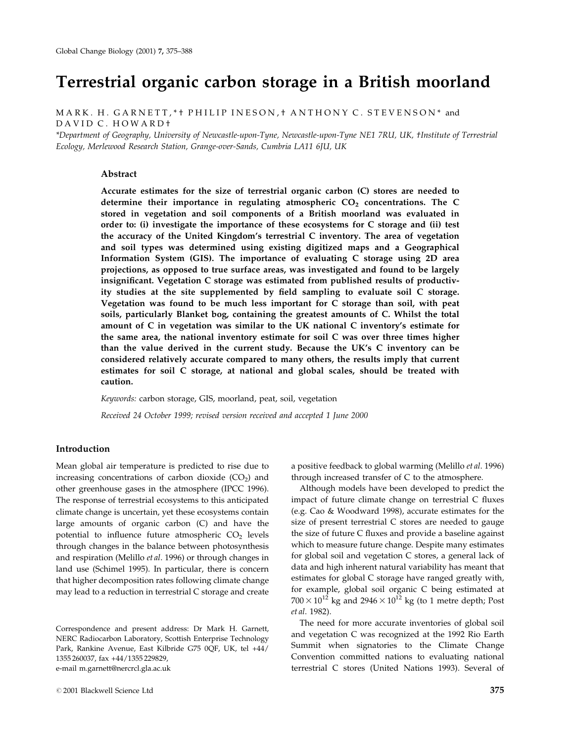# Terrestrial organic carbon storage in a British moorland

MARK. H. GARNETT,*† PHILIP INESON,† ANTHONY C. STEVENSON* and DAVID C. HOWARD†

*Department of Geography, University of Newcastle-upon-Tyne, Newcastle-upon-Tyne NE1 7RU, UK, †Institute of Terrestrial Ecology, Merlewood Research Station, Grange-over-Sands, Cumbria LA11 6JU, UK

## Abstract

**Accurate estimates for the size of terrestrial organic carbon (C) stores are needed to determine their importance in regulating atmospheric $CO_2$ concentrations. The C stored in vegetation and soil components of a British moorland was evaluated in order to: (i) investigate the importance of these ecosystems for C storage and (ii) test the accuracy of the United Kingdom's terrestrial C inventory. The area of vegetation and soil types was determined using existing digitized maps and a Geographical Information System (GIS). The importance of evaluating C storage using 2D area projections, as opposed to true surface areas, was investigated and found to be largely insignificant. Vegetation C storage was estimated from published results of productivity studies at the site supplemented by field sampling to evaluate soil C storage. Vegetation was found to be much less important for C storage than soil, with peat soils, particularly Blanket bog, containing the greatest amounts of C. Whilst the total amount of C in vegetation was similar to the UK national C inventory's estimate for the same area, the national inventory estimate for soil C was over three times higher than the value derived in the current study. Because the UK's C inventory can be considered relatively accurate compared to many others, the results imply that current estimates for soil C storage, at national and global scales, should be treated with caution.**

*Keywords:* carbon storage, GIS, moorland, peat, soil, vegetation

*Received 24 October 1999; revised version received and accepted 1 June 2000*

## Introduction

Mean global air temperature is predicted to rise due to increasing concentrations of carbon dioxide ($CO_2$) and other greenhouse gases in the atmosphere (IPCC 1996). The response of terrestrial ecosystems to this anticipated climate change is uncertain, yet these ecosystems contain large amounts of organic carbon (C) and have the potential to influence future atmospheric $CO_2$ levels through changes in the balance between photosynthesis and respiration (Melillo *et al*. 1996) or through changes in land use (Schimel 1995). In particular, there is concern that higher decomposition rates following climate change may lead to a reduction in terrestrial C storage and create a positive feedback to global warming (Melillo *et al*. 1996) through increased transfer of C to the atmosphere.

Although models have been developed to predict the impact of future climate change on terrestrial C fluxes (e.g. Cao & Woodward 1998), accurate estimates for the size of present terrestrial C stores are needed to gauge the size of future C fluxes and provide a baseline against which to measure future change. Despite many estimates for global soil and vegetation C stores, a general lack of data and high inherent natural variability has meant that estimates for global C storage have ranged greatly with, for example, global soil organic C being estimated at $700 \times 10^{12}$ kg and $2946 \times 10^{12}$ kg (to 1 metre depth; Post *et al*. 1982).

The need for more accurate inventories of global soil and vegetation C was recognized at the 1992 Rio Earth Summit when signatories to the Climate Change Convention committed nations to evaluating national terrestrial C stores (United Nations 1993). Several of

Correspondence and present address: Dr Mark H. Garnett, NERC Radiocarbon Laboratory, Scottish Enterprise Technology Park, Rankine Avenue, East Kilbride G75 0QF, UK, tel +44/1355 260037, fax +44/1355 229829, e-mail m.garnett@nercrcl.gla.ac.uk

© 2001 Blackwell Science Ltd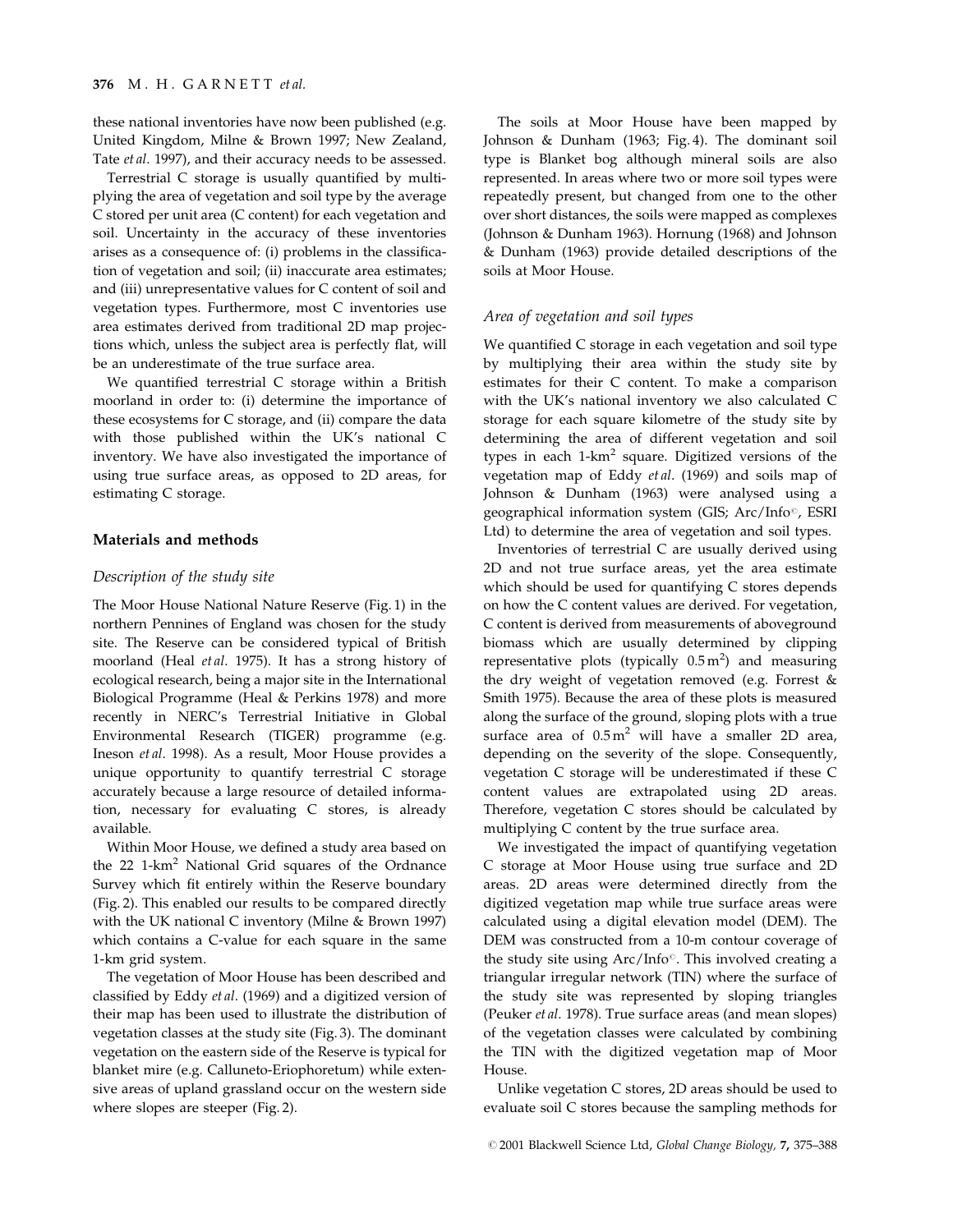these national inventories have now been published (e.g. United Kingdom, Milne & Brown 1997; New Zealand, Tate *et al*. 1997), and their accuracy needs to be assessed.

Terrestrial C storage is usually quantified by multiplying the area of vegetation and soil type by the average C stored per unit area (C content) for each vegetation and soil. Uncertainty in the accuracy of these inventories arises as a consequence of: (i) problems in the classification of vegetation and soil; (ii) inaccurate area estimates; and (iii) unrepresentative values for C content of soil and vegetation types. Furthermore, most C inventories use area estimates derived from traditional 2D map projections which, unless the subject area is perfectly flat, will be an underestimate of the true surface area.

We quantified terrestrial C storage within a British moorland in order to: (i) determine the importance of these ecosystems for C storage, and (ii) compare the data with those published within the UK's national C inventory. We have also investigated the importance of using true surface areas, as opposed to 2D areas, for estimating C storage.

## Materials and methods

### *Description of the study site*

The Moor House National Nature Reserve (Fig. 1) in the northern Pennines of England was chosen for the study site. The Reserve can be considered typical of British moorland (Heal *et al*. 1975). It has a strong history of ecological research, being a major site in the International Biological Programme (Heal & Perkins 1978) and more recently in NERC's Terrestrial Initiative in Global Environmental Research (TIGER) programme (e.g. Ineson *et al*. 1998). As a result, Moor House provides a unique opportunity to quantify terrestrial C storage accurately because a large resource of detailed information, necessary for evaluating C stores, is already available.

Within Moor House, we defined a study area based on the 22 1-km$^2$ National Grid squares of the Ordnance Survey which fit entirely within the Reserve boundary (Fig. 2). This enabled our results to be compared directly with the UK national C inventory (Milne & Brown 1997) which contains a C-value for each square in the same 1-km grid system.

The vegetation of Moor House has been described and classified by Eddy *et al*. (1969) and a digitized version of their map has been used to illustrate the distribution of vegetation classes at the study site (Fig. 3). The dominant vegetation on the eastern side of the Reserve is typical for blanket mire (e.g. Calluneto-Eriophoretum) while extensive areas of upland grassland occur on the western side where slopes are steeper (Fig. 2).

The soils at Moor House have been mapped by Johnson & Dunham (1963; Fig. 4). The dominant soil type is Blanket bog although mineral soils are also represented. In areas where two or more soil types were repeatedly present, but changed from one to the other over short distances, the soils were mapped as complexes (Johnson & Dunham 1963). Hornung (1968) and Johnson & Dunham (1963) provide detailed descriptions of the soils at Moor House.

### *Area of vegetation and soil types*

We quantified C storage in each vegetation and soil type by multiplying their area within the study site by estimates for their C content. To make a comparison with the UK's national inventory we also calculated C storage for each square kilometre of the study site by determining the area of different vegetation and soil types in each 1-km$^2$ square. Digitized versions of the vegetation map of Eddy *et al*. (1969) and soils map of Johnson & Dunham (1963) were analysed using a geographical information system (GIS; Arc/Info©, ESRI Ltd) to determine the area of vegetation and soil types.

Inventories of terrestrial C are usually derived using 2D and not true surface areas, yet the area estimate which should be used for quantifying C stores depends on how the C content values are derived. For vegetation, C content is derived from measurements of aboveground biomass which are usually determined by clipping representative plots (typically 0.5 m$^2$) and measuring the dry weight of vegetation removed (e.g. Forrest & Smith 1975). Because the area of these plots is measured along the surface of the ground, sloping plots with a true surface area of 0.5 m$^2$ will have a smaller 2D area, depending on the severity of the slope. Consequently, vegetation C storage will be underestimated if these C content values are extrapolated using 2D areas. Therefore, vegetation C stores should be calculated by multiplying C content by the true surface area.

We investigated the impact of quantifying vegetation C storage at Moor House using true surface and 2D areas. 2D areas were determined directly from the digitized vegetation map while true surface areas were calculated using a digital elevation model (DEM). The DEM was constructed from a 10-m contour coverage of the study site using Arc/Info©. This involved creating a triangular irregular network (TIN) where the surface of the study site was represented by sloping triangles (Peuker *et al*. 1978). True surface areas (and mean slopes) of the vegetation classes were calculated by combining the TIN with the digitized vegetation map of Moor House.

Unlike vegetation C stores, 2D areas should be used to evaluate soil C stores because the sampling methods for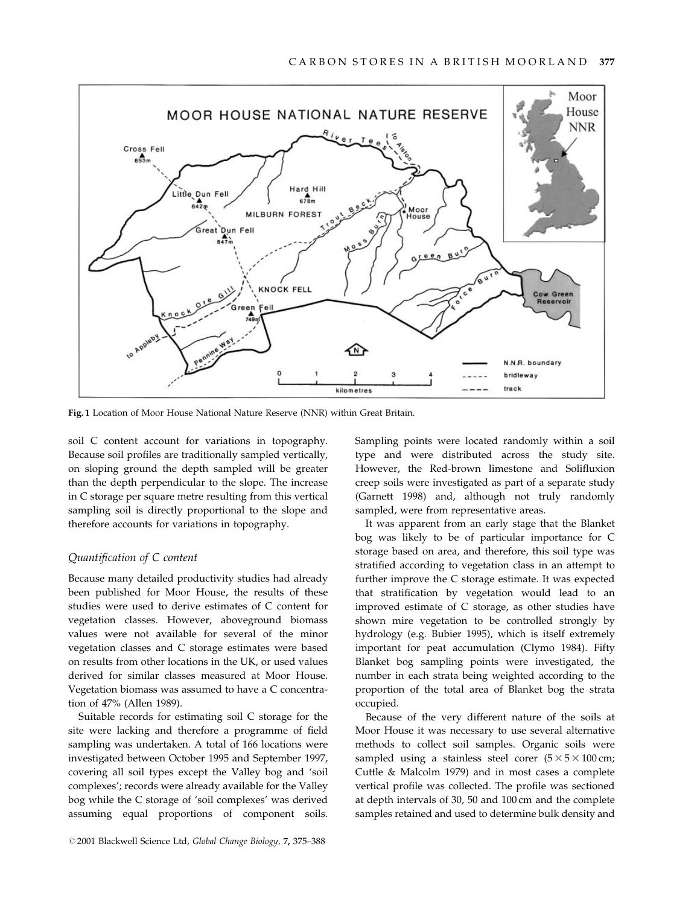Fig. 1 Location of Moor House National Nature Reserve (NNR) within Great Britain.

soil C content account for variations in topography. Because soil profiles are traditionally sampled vertically, on sloping ground the depth sampled will be greater than the depth perpendicular to the slope. The increase in C storage per square metre resulting from this vertical sampling soil is directly proportional to the slope and therefore accounts for variations in topography.

### *Quantification of C content*

Because many detailed productivity studies had already been published for Moor House, the results of these studies were used to derive estimates of C content for vegetation classes. However, aboveground biomass values were not available for several of the minor vegetation classes and C storage estimates were based on results from other locations in the UK, or used values derived for similar classes measured at Moor House. Vegetation biomass was assumed to have a C concentration of 47% (Allen 1989).

Suitable records for estimating soil C storage for the site were lacking and therefore a programme of field sampling was undertaken. A total of 166 locations were investigated between October 1995 and September 1997, covering all soil types except the Valley bog and 'soil complexes'; records were already available for the Valley bog while the C storage of 'soil complexes' was derived assuming equal proportions of component soils. Sampling points were located randomly within a soil type and were distributed across the study site. However, the Red-brown limestone and Solifluxion creep soils were investigated as part of a separate study (Garnett 1998) and, although not truly randomly sampled, were from representative areas.

It was apparent from an early stage that the Blanket bog was likely to be of particular importance for C storage based on area, and therefore, this soil type was stratified according to vegetation class in an attempt to further improve the C storage estimate. It was expected that stratification by vegetation would lead to an improved estimate of C storage, as other studies have shown mire vegetation to be controlled strongly by hydrology (e.g. Bubier 1995), which is itself extremely important for peat accumulation (Clymo 1984). Fifty Blanket bog sampling points were investigated, the number in each strata being weighted according to the proportion of the total area of Blanket bog the strata occupied.

Because of the very different nature of the soils at Moor House it was necessary to use several alternative methods to collect soil samples. Organic soils were sampled using a stainless steel corer ($5 \times 5 \times 100$ cm; Cuttle & Malcolm 1979) and in most cases a complete vertical profile was collected. The profile was sectioned at depth intervals of 30, 50 and 100 cm and the complete samples retained and used to determine bulk density and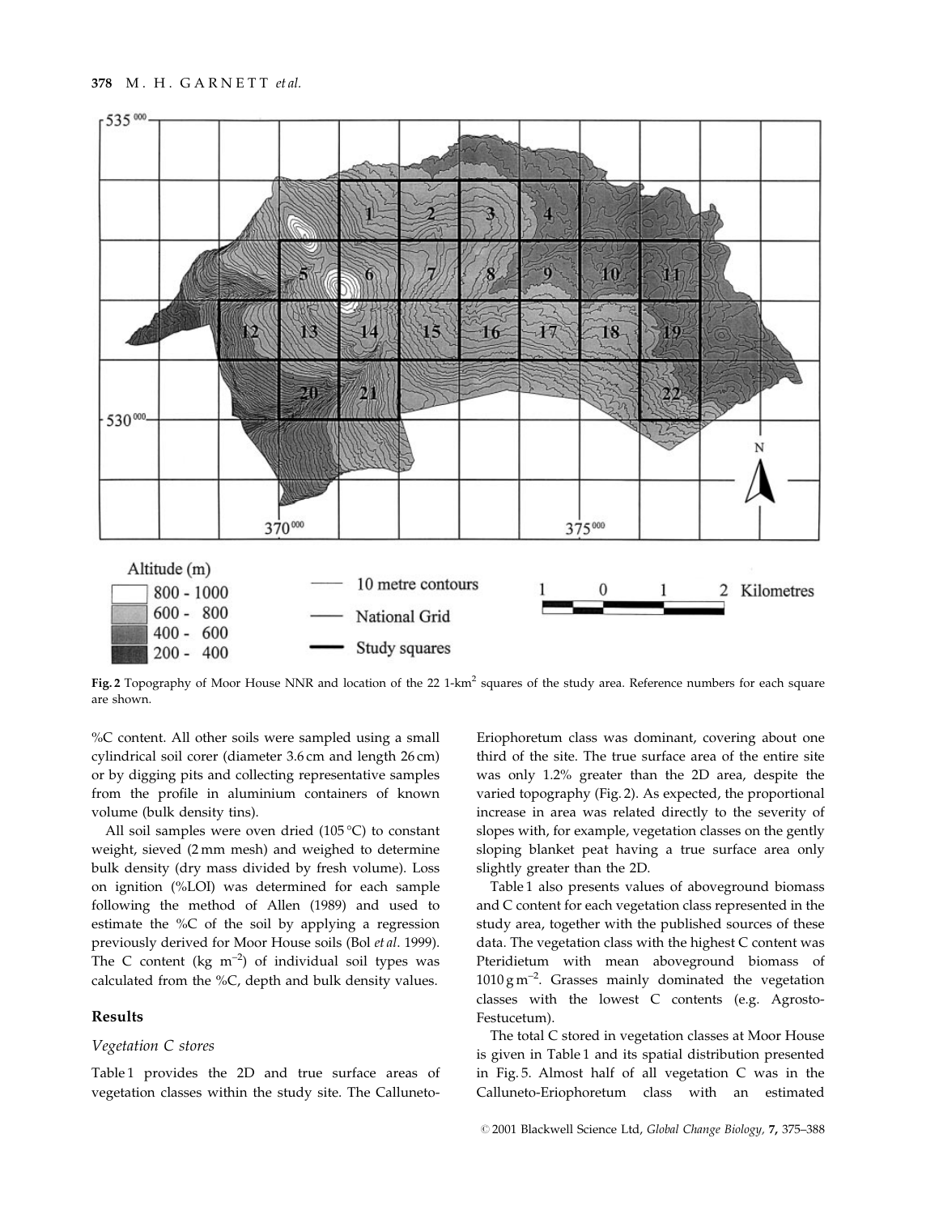**Fig. 2** Topography of Moor House NNR and location of the 22 1-km$^2$ squares of the study area. Reference numbers for each square are shown.

%C content. All other soils were sampled using a small cylindrical soil corer (diameter 3.6 cm and length 26 cm) or by digging pits and collecting representative samples from the profile in aluminium containers of known volume (bulk density tins).

All soil samples were oven dried (105 °C) to constant weight, sieved (2 mm mesh) and weighed to determine bulk density (dry mass divided by fresh volume). Loss on ignition (%LOI) was determined for each sample following the method of Allen (1989) and used to estimate the %C of the soil by applying a regression previously derived for Moor House soils (Bol *et al*. 1999). The C content (kg m$^{-2}$) of individual soil types was calculated from the %C, depth and bulk density values.

## Results

### *Vegetation C stores*

Table 1 provides the 2D and true surface areas of vegetation classes within the study site. The Calluneto-Eriophoretum class was dominant, covering about one third of the site. The true surface area of the entire site was only 1.2% greater than the 2D area, despite the varied topography (Fig. 2). As expected, the proportional increase in area was related directly to the severity of slopes with, for example, vegetation classes on the gently sloping blanket peat having a true surface area only slightly greater than the 2D.

Table 1 also presents values of aboveground biomass and C content for each vegetation class represented in the study area, together with the published sources of these data. The vegetation class with the highest C content was Pteridietum with mean aboveground biomass of 1010 g m$^{-2}$. Grasses mainly dominated the vegetation classes with the lowest C contents (e.g. Agrosto-Festucetum).

The total C stored in vegetation classes at Moor House is given in Table 1 and its spatial distribution presented in Fig. 5. Almost half of all vegetation C was in the Calluneto-Eriophoretum class with an estimated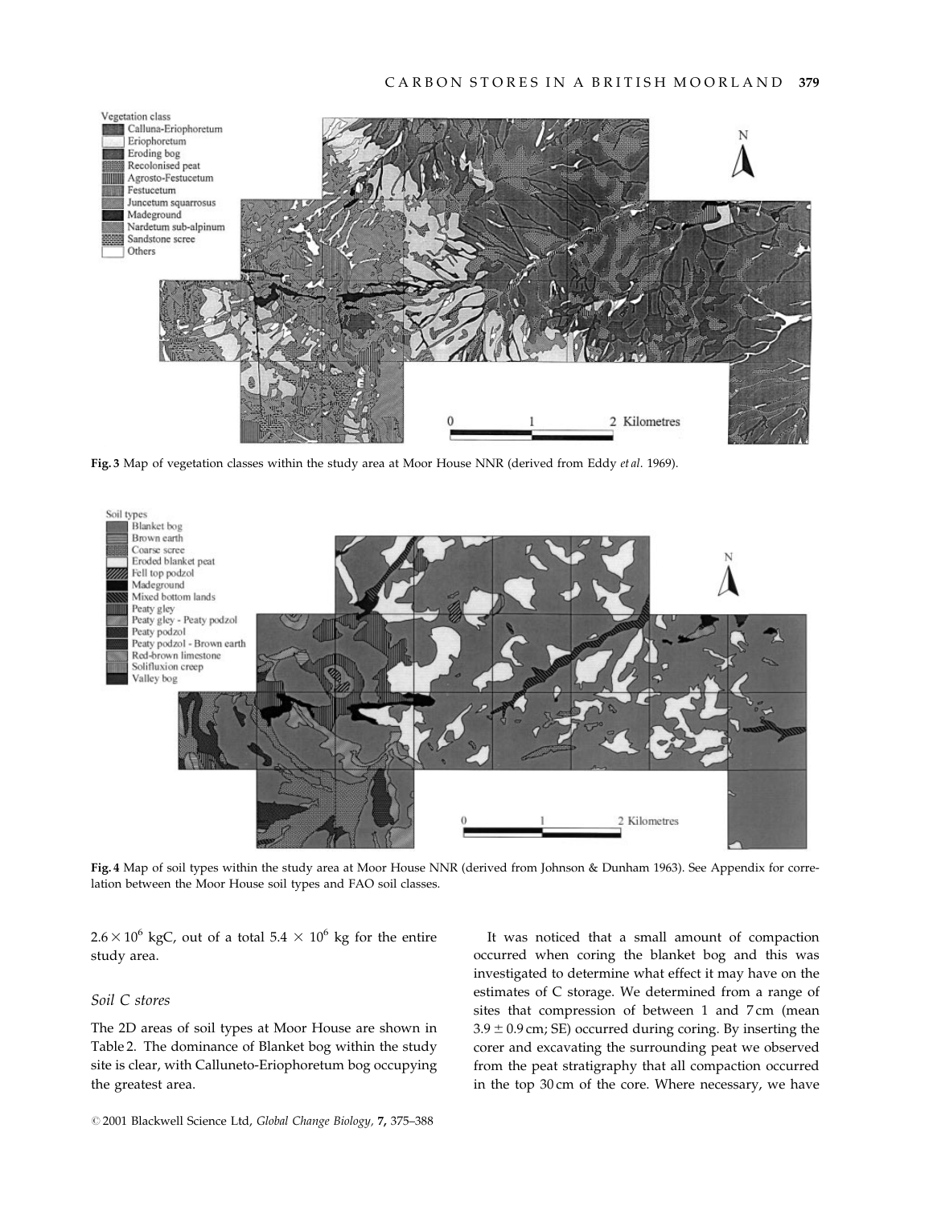Vegetation class
- Calluna-Eriophoretum
- Eriophoretum
- Eroding bog
- Recolonised peat
- Agrosto-Festucetum
- Festucetum
- Juncetum squarrosus
- Madeground
- Nardetum sub-alpinum
- Sandstone scree
- Others

**Fig. 3** Map of vegetation classes within the study area at Moor House NNR (derived from Eddy *et al*. 1969).

Soil types
- Blanket bog
- Brown earth
- Coarse scree
- Eroded blanket peat
- Fell top podzol
- Madeground
- Mixed bottom lands
- Peaty gley
- Peaty gley - Peaty podzol
- Peaty podzol
- Peaty podzol - Brown earth
- Red-brown limestone
- Solifluxion creep
- Valley bog

**Fig. 4** Map of soil types within the study area at Moor House NNR (derived from Johnson & Dunham 1963). See Appendix for correlation between the Moor House soil types and FAO soil classes.

$2.6 \times 10^6$ kgC, out of a total $5.4 \times 10^6$ kg for the entire study area.

### Soil C stores

The 2D areas of soil types at Moor House are shown in Table 2. The dominance of Blanket bog within the study site is clear, with Calluneto-Eriophoretum bog occupying the greatest area.

It was noticed that a small amount of compaction occurred when coring the blanket bog and this was investigated to determine what effect it may have on the estimates of C storage. We determined from a range of sites that compression of between 1 and 7 cm (mean $3.9 \pm 0.9$ cm; SE) occurred during coring. By inserting the corer and excavating the surrounding peat we observed from the peat stratigraphy that all compaction occurred in the top 30 cm of the core. Where necessary, we have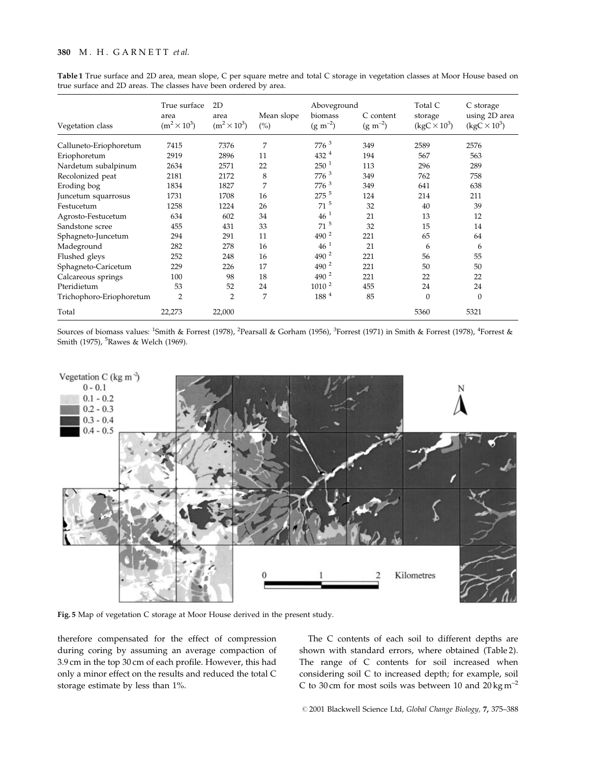**Table 1** True surface and 2D area, mean slope, C per square metre and total C storage in vegetation classes at Moor House based on true surface and 2D areas. The classes have been ordered by area.

| Vegetation class | True surface area ($m^2 \times 10^3$) | 2D area ($m^2 \times 10^3$) | Mean slope (%) | Aboveground biomass ($g\ m^{-2}$) | C content ($g\ m^{-2}$) | Total C storage ($kgC \times 10^3$) | C storage using 2D area ($kgC \times 10^3$) |
|---|---|---|---|---|---|---|---|
| Calluneto-Eriophoretum | 7415 | 7376 | 7 | 776 [3] | 349 | 2589 | 2576 |
| Eriophoretum | 2919 | 2896 | 11 | 432 [4] | 194 | 567 | 563 |
| Nardetum subalpinum | 2634 | 2571 | 22 | 250 [1] | 113 | 296 | 289 |
| Recolonized peat | 2181 | 2172 | 8 | 776 [3] | 349 | 762 | 758 |
| Eroding bog | 1834 | 1827 | 7 | 776 [3] | 349 | 641 | 638 |
| Juncetum squarrosus | 1731 | 1708 | 16 | 275 [5] | 124 | 214 | 211 |
| Festucetum | 1258 | 1224 | 26 | 71 [5] | 32 | 40 | 39 |
| Agrosto-Festucetum | 634 | 602 | 34 | 46 [1] | 21 | 13 | 12 |
| Sandstone scree | 455 | 431 | 33 | 71 [5] | 32 | 15 | 14 |
| Sphagneto-Juncetum | 294 | 291 | 11 | 490 [2] | 221 | 65 | 64 |
| Madeground | 282 | 278 | 16 | 46 [1] | 21 | 6 | 6 |
| Flushed gleys | 252 | 248 | 16 | 490 [2] | 221 | 56 | 55 |
| Sphagneto-Caricetum | 229 | 226 | 17 | 490 [2] | 221 | 50 | 50 |
| Calcareous springs | 100 | 98 | 18 | 490 [2] | 221 | 22 | 22 |
| Pteridietum | 53 | 52 | 24 | 1010 [2] | 455 | 24 | 24 |
| Trichophoro-Eriophoretum | 2 | 2 | 7 | 188 [4] | 85 | 0 | 0 |
| Total | 22,273 | 22,000 | | | | 5360 | 5321 |

Sources of biomass values: [1]Smith & Forrest (1978), [2]Pearsall & Gorham (1956), [3]Forrest (1971) in Smith & Forrest (1978), [4]Forrest & Smith (1975), [5]Rawes & Welch (1969).

**Fig. 5** Map of vegetation C storage at Moor House derived in the present study.

therefore compensated for the effect of compression during coring by assuming an average compaction of 3.9 cm in the top 30 cm of each profile. However, this had only a minor effect on the results and reduced the total C storage estimate by less than 1%.

The C contents of each soil to different depths are shown with standard errors, where obtained (Table 2). The range of C contents for soil increased when considering soil C to increased depth; for example, soil C to 30 cm for most soils was between 10 and 20 kg $m^{-2}$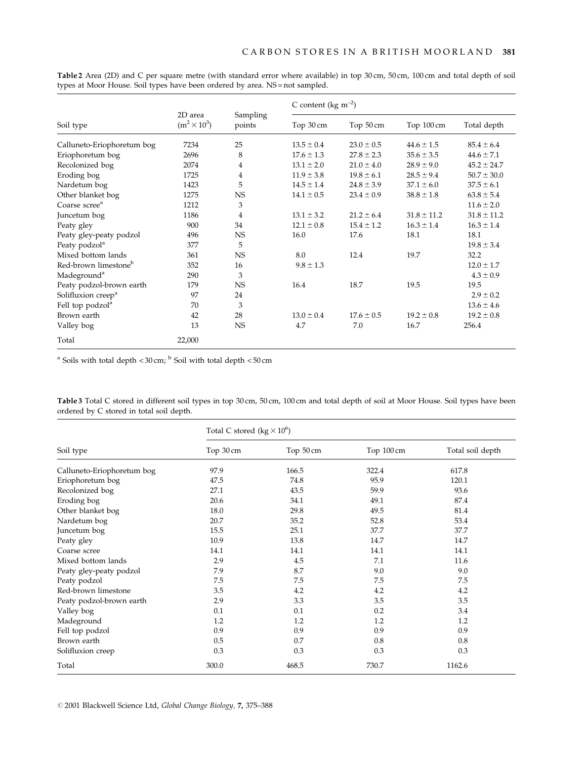**Table 2** Area (2D) and C per square metre (with standard error where available) in top 30 cm, 50 cm, 100 cm and total depth of soil types at Moor House. Soil types have been ordered by area. NS = not sampled.

| Soil type | 2D area ($m^2 \times 10^3$) | Sampling points | C content ($kg\ m^{-2}$) | | | |
|---|---|---|---|---|---|---|
| | | | Top 30 cm | Top 50 cm | Top 100 cm | Total depth |
| Calluneto-Eriophoretum bog | 7234 | 25 | 13.5 ± 0.4 | 23.0 ± 0.5 | 44.6 ± 1.5 | 85.4 ± 6.4 |
| Eriophoretum bog | 2696 | 8 | 17.6 ± 1.3 | 27.8 ± 2.3 | 35.6 ± 3.5 | 44.6 ± 7.1 |
| Recolonized bog | 2074 | 4 | 13.1 ± 2.0 | 21.0 ± 4.0 | 28.9 ± 9.0 | 45.2 ± 24.7 |
| Eroding bog | 1725 | 4 | 11.9 ± 3.8 | 19.8 ± 6.1 | 28.5 ± 9.4 | 50.7 ± 30.0 |
| Nardetum bog | 1423 | 5 | 14.5 ± 1.4 | 24.8 ± 3.9 | 37.1 ± 6.0 | 37.5 ± 6.1 |
| Other blanket bog | 1275 | NS | 14.1 ± 0.5 | 23.4 ± 0.9 | 38.8 ± 1.8 | 63.8 ± 5.4 |
| Coarse scree[a] | 1212 | 3 | | | | 11.6 ± 2.0 |
| Juncetum bog | 1186 | 4 | 13.1 ± 3.2 | 21.2 ± 6.4 | 31.8 ± 11.2 | 31.8 ± 11.2 |
| Peaty gley | 900 | 34 | 12.1 ± 0.8 | 15.4 ± 1.2 | 16.3 ± 1.4 | 16.3 ± 1.4 |
| Peaty gley-peaty podzol | 496 | NS | 16.0 | 17.6 | 18.1 | 18.1 |
| Peaty podzol[a] | 377 | 5 | | | | 19.8 ± 3.4 |
| Mixed bottom lands | 361 | NS | 8.0 | 12.4 | 19.7 | 32.2 |
| Red-brown limestone[b] | 352 | 16 | 9.8 ± 1.3 | | | 12.0 ± 1.7 |
| Madeground[a] | 290 | 3 | | | | 4.3 ± 0.9 |
| Peaty podzol-brown earth | 179 | NS | 16.4 | 18.7 | 19.5 | 19.5 |
| Solifluxion creep[a] | 97 | 24 | | | | 2.9 ± 0.2 |
| Fell top podzol[a] | 70 | 3 | | | | 13.6 ± 4.6 |
| Brown earth | 42 | 28 | 13.0 ± 0.4 | 17.6 ± 0.5 | 19.2 ± 0.8 | 19.2 ± 0.8 |
| Valley bog | 13 | NS | 4.7 | 7.0 | 16.7 | 256.4 |
| Total | 22,000 | | | | | |

[a] Soils with total depth < 30 cm; [b] Soil with total depth < 50 cm

**Table 3** Total C stored in different soil types in top 30 cm, 50 cm, 100 cm and total depth of soil at Moor House. Soil types have been ordered by C stored in total soil depth.

| Soil type | Total C stored ($kg \times 10^6$) | | | |
|---|---|---|---|---|
| | Top 30 cm | Top 50 cm | Top 100 cm | Total soil depth |
| Calluneto-Eriophoretum bog | 97.9 | 166.5 | 322.4 | 617.8 |
| Eriophoretum bog | 47.5 | 74.8 | 95.9 | 120.1 |
| Recolonized bog | 27.1 | 43.5 | 59.9 | 93.6 |
| Eroding bog | 20.6 | 34.1 | 49.1 | 87.4 |
| Other blanket bog | 18.0 | 29.8 | 49.5 | 81.4 |
| Nardetum bog | 20.7 | 35.2 | 52.8 | 53.4 |
| Juncetum bog | 15.5 | 25.1 | 37.7 | 37.7 |
| Peaty gley | 10.9 | 13.8 | 14.7 | 14.7 |
| Coarse scree | 14.1 | 14.1 | 14.1 | 14.1 |
| Mixed bottom lands | 2.9 | 4.5 | 7.1 | 11.6 |
| Peaty gley-peaty podzol | 7.9 | 8.7 | 9.0 | 9.0 |
| Peaty podzol | 7.5 | 7.5 | 7.5 | 7.5 |
| Red-brown limestone | 3.5 | 4.2 | 4.2 | 4.2 |
| Peaty podzol-brown earth | 2.9 | 3.3 | 3.5 | 3.5 |
| Valley bog | 0.1 | 0.1 | 0.2 | 3.4 |
| Madeground | 1.2 | 1.2 | 1.2 | 1.2 |
| Fell top podzol | 0.9 | 0.9 | 0.9 | 0.9 |
| Brown earth | 0.5 | 0.7 | 0.8 | 0.8 |
| Solifluxion creep | 0.3 | 0.3 | 0.3 | 0.3 |
| Total | 300.0 | 468.5 | 730.7 | 1162.6 |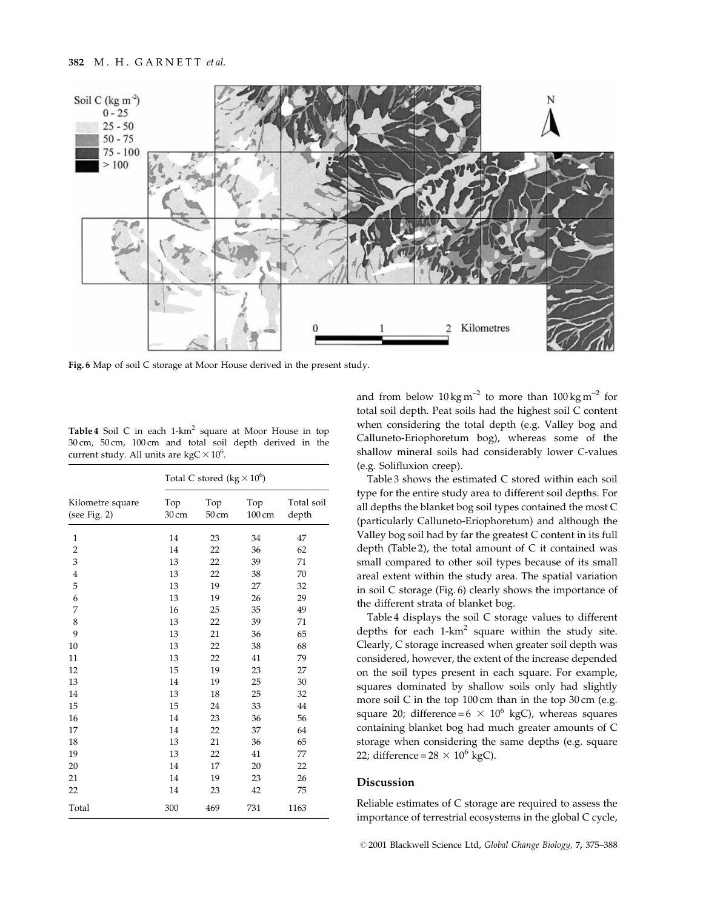Fig. 6 Map of soil C storage at Moor House derived in the present study.

**Table 4** Soil C in each 1-km$^2$ square at Moor House in top 30 cm, 50 cm, 100 cm and total soil depth derived in the current study. All units are kgC $\times 10^6$.

| Kilometre square (see Fig. 2) | Total C stored (kg $\times 10^6$) Top 30 cm | Top 50 cm | Top 100 cm | Total soil depth |
|---|---|---|---|---|
| 1 | 14 | 23 | 34 | 47 |
| 2 | 14 | 22 | 36 | 62 |
| 3 | 13 | 22 | 39 | 71 |
| 4 | 13 | 22 | 38 | 70 |
| 5 | 13 | 19 | 27 | 32 |
| 6 | 13 | 19 | 26 | 29 |
| 7 | 16 | 25 | 35 | 49 |
| 8 | 13 | 22 | 39 | 71 |
| 9 | 13 | 21 | 36 | 65 |
| 10 | 13 | 22 | 38 | 68 |
| 11 | 13 | 22 | 41 | 79 |
| 12 | 15 | 19 | 23 | 27 |
| 13 | 14 | 19 | 25 | 30 |
| 14 | 13 | 18 | 25 | 32 |
| 15 | 15 | 24 | 33 | 44 |
| 16 | 14 | 23 | 36 | 56 |
| 17 | 14 | 22 | 37 | 64 |
| 18 | 13 | 21 | 36 | 65 |
| 19 | 13 | 22 | 41 | 77 |
| 20 | 14 | 17 | 20 | 22 |
| 21 | 14 | 19 | 23 | 26 |
| 22 | 14 | 23 | 42 | 75 |
| Total | 300 | 469 | 731 | 1163 |

and from below 10 kg m$^{-2}$ to more than 100 kg m$^{-2}$ for total soil depth. Peat soils had the highest soil C content when considering the total depth (e.g. Valley bog and Calluneto-Eriophoretum bog), whereas some of the shallow mineral soils had considerably lower *C*-values (e.g. Solifluxion creep).

Table 3 shows the estimated C stored within each soil type for the entire study area to different soil depths. For all depths the blanket bog soil types contained the most C (particularly Calluneto-Eriophoretum) and although the Valley bog soil had by far the greatest C content in its full depth (Table 2), the total amount of C it contained was small compared to other soil types because of its small areal extent within the study area. The spatial variation in soil C storage (Fig. 6) clearly shows the importance of the different strata of blanket bog.

Table 4 displays the soil C storage values to different depths for each 1-km$^2$ square within the study site. Clearly, C storage increased when greater soil depth was considered, however, the extent of the increase depended on the soil types present in each square. For example, squares dominated by shallow soils only had slightly more soil C in the top 100 cm than in the top 30 cm (e.g. square 20; difference = $6 \times 10^6$ kgC), whereas squares containing blanket bog had much greater amounts of C storage when considering the same depths (e.g. square 22; difference = $28 \times 10^6$ kgC).

## Discussion

Reliable estimates of C storage are required to assess the importance of terrestrial ecosystems in the global C cycle,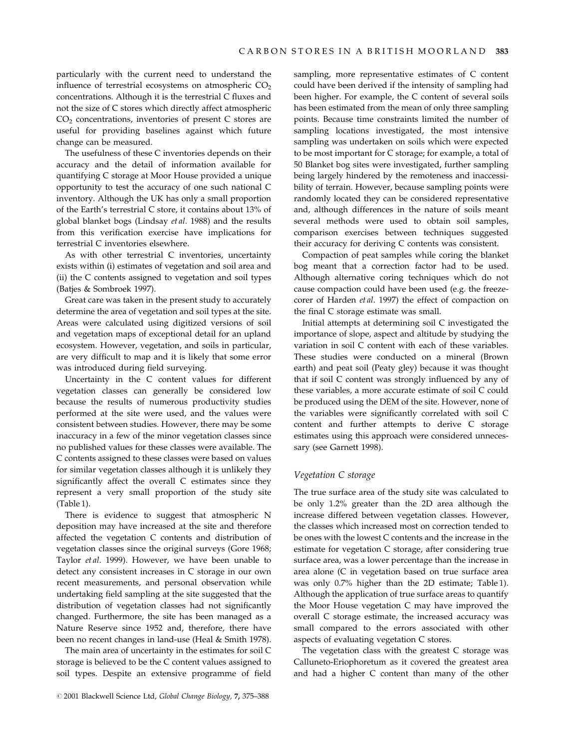particularly with the current need to understand the influence of terrestrial ecosystems on atmospheric $CO_2$ concentrations. Although it is the terrestrial C fluxes and not the size of C stores which directly affect atmospheric $CO_2$ concentrations, inventories of present C stores are useful for providing baselines against which future change can be measured.

The usefulness of these C inventories depends on their accuracy and the detail of information available for quantifying C storage at Moor House provided a unique opportunity to test the accuracy of one such national C inventory. Although the UK has only a small proportion of the Earth's terrestrial C store, it contains about 13% of global blanket bogs (Lindsay *et al*. 1988) and the results from this verification exercise have implications for terrestrial C inventories elsewhere.

As with other terrestrial C inventories, uncertainty exists within (i) estimates of vegetation and soil area and (ii) the C contents assigned to vegetation and soil types (Batjes & Sombroek 1997).

Great care was taken in the present study to accurately determine the area of vegetation and soil types at the site. Areas were calculated using digitized versions of soil and vegetation maps of exceptional detail for an upland ecosystem. However, vegetation, and soils in particular, are very difficult to map and it is likely that some error was introduced during field surveying.

Uncertainty in the C content values for different vegetation classes can generally be considered low because the results of numerous productivity studies performed at the site were used, and the values were consistent between studies. However, there may be some inaccuracy in a few of the minor vegetation classes since no published values for these classes were available. The C contents assigned to these classes were based on values for similar vegetation classes although it is unlikely they significantly affect the overall C estimates since they represent a very small proportion of the study site (Table 1).

There is evidence to suggest that atmospheric N deposition may have increased at the site and therefore affected the vegetation C contents and distribution of vegetation classes since the original surveys (Gore 1968; Taylor *et al*. 1999). However, we have been unable to detect any consistent increases in C storage in our own recent measurements, and personal observation while undertaking field sampling at the site suggested that the distribution of vegetation classes had not significantly changed. Furthermore, the site has been managed as a Nature Reserve since 1952 and, therefore, there have been no recent changes in land-use (Heal & Smith 1978).

The main area of uncertainty in the estimates for soil C storage is believed to be the C content values assigned to soil types. Despite an extensive programme of field sampling, more representative estimates of C content could have been derived if the intensity of sampling had been higher. For example, the C content of several soils has been estimated from the mean of only three sampling points. Because time constraints limited the number of sampling locations investigated, the most intensive sampling was undertaken on soils which were expected to be most important for C storage; for example, a total of 50 Blanket bog sites were investigated, further sampling being largely hindered by the remoteness and inaccessibility of terrain. However, because sampling points were randomly located they can be considered representative and, although differences in the nature of soils meant several methods were used to obtain soil samples, comparison exercises between techniques suggested their accuracy for deriving C contents was consistent.

Compaction of peat samples while coring the blanket bog meant that a correction factor had to be used. Although alternative coring techniques which do not cause compaction could have been used (e.g. the freeze-corer of Harden *et al*. 1997) the effect of compaction on the final C storage estimate was small.

Initial attempts at determining soil C investigated the importance of slope, aspect and altitude by studying the variation in soil C content with each of these variables. These studies were conducted on a mineral (Brown earth) and peat soil (Peaty gley) because it was thought that if soil C content was strongly influenced by any of these variables, a more accurate estimate of soil C could be produced using the DEM of the site. However, none of the variables were significantly correlated with soil C content and further attempts to derive C storage estimates using this approach were considered unnecessary (see Garnett 1998).

### *Vegetation C storage*

The true surface area of the study site was calculated to be only 1.2% greater than the 2D area although the increase differed between vegetation classes. However, the classes which increased most on correction tended to be ones with the lowest C contents and the increase in the estimate for vegetation C storage, after considering true surface area, was a lower percentage than the increase in area alone (C in vegetation based on true surface area was only 0.7% higher than the 2D estimate; Table 1). Although the application of true surface areas to quantify the Moor House vegetation C may have improved the overall C storage estimate, the increased accuracy was small compared to the errors associated with other aspects of evaluating vegetation C stores.

The vegetation class with the greatest C storage was Calluneto-Eriophoretum as it covered the greatest area and had a higher C content than many of the other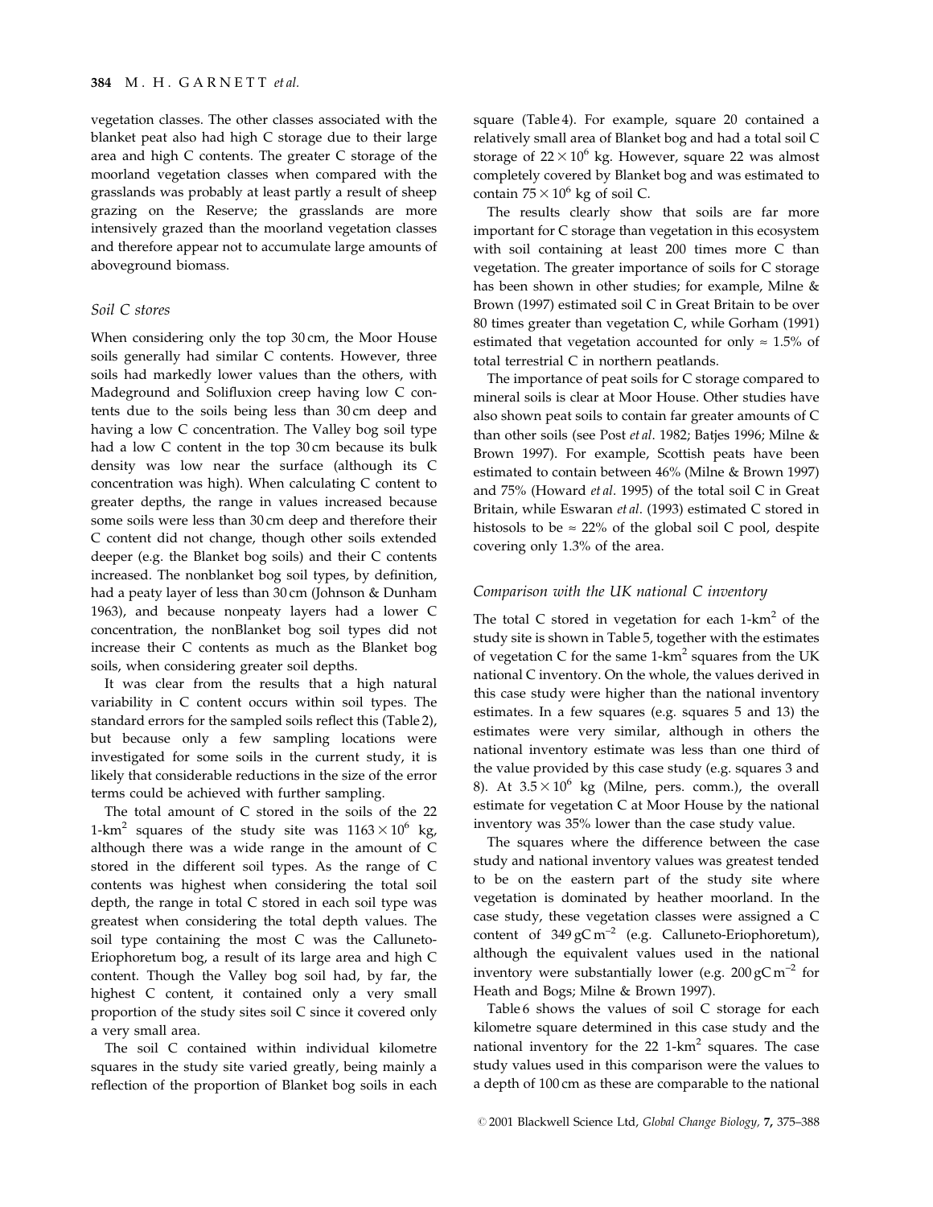vegetation classes. The other classes associated with the blanket peat also had high C storage due to their large area and high C contents. The greater C storage of the moorland vegetation classes when compared with the grasslands was probably at least partly a result of sheep grazing on the Reserve; the grasslands are more intensively grazed than the moorland vegetation classes and therefore appear not to accumulate large amounts of aboveground biomass.

### *Soil C stores*

When considering only the top 30 cm, the Moor House soils generally had similar C contents. However, three soils had markedly lower values than the others, with Madeground and Solifluxion creep having low C contents due to the soils being less than 30 cm deep and having a low C concentration. The Valley bog soil type had a low C content in the top 30 cm because its bulk density was low near the surface (although its C concentration was high). When calculating C content to greater depths, the range in values increased because some soils were less than 30 cm deep and therefore their C content did not change, though other soils extended deeper (e.g. the Blanket bog soils) and their C contents increased. The nonblanket bog soil types, by definition, had a peaty layer of less than 30 cm (Johnson & Dunham 1963), and because nonpeaty layers had a lower C concentration, the nonBlanket bog soil types did not increase their C contents as much as the Blanket bog soils, when considering greater soil depths.

It was clear from the results that a high natural variability in C content occurs within soil types. The standard errors for the sampled soils reflect this (Table 2), but because only a few sampling locations were investigated for some soils in the current study, it is likely that considerable reductions in the size of the error terms could be achieved with further sampling.

The total amount of C stored in the soils of the 22 1-km$^2$ squares of the study site was $1163 \times 10^6$ kg, although there was a wide range in the amount of C stored in the different soil types. As the range of C contents was highest when considering the total soil depth, the range in total C stored in each soil type was greatest when considering the total depth values. The soil type containing the most C was the Calluneto-Eriophoretum bog, a result of its large area and high C content. Though the Valley bog soil had, by far, the highest C content, it contained only a very small proportion of the study sites soil C since it covered only a very small area.

The soil C contained within individual kilometre squares in the study site varied greatly, being mainly a reflection of the proportion of Blanket bog soils in each square (Table 4). For example, square 20 contained a relatively small area of Blanket bog and had a total soil C storage of $22 \times 10^6$ kg. However, square 22 was almost completely covered by Blanket bog and was estimated to contain $75 \times 10^6$ kg of soil C.

The results clearly show that soils are far more important for C storage than vegetation in this ecosystem with soil containing at least 200 times more C than vegetation. The greater importance of soils for C storage has been shown in other studies; for example, Milne & Brown (1997) estimated soil C in Great Britain to be over 80 times greater than vegetation C, while Gorham (1991) estimated that vegetation accounted for only $\approx 1.5\%$ of total terrestrial C in northern peatlands.

The importance of peat soils for C storage compared to mineral soils is clear at Moor House. Other studies have also shown peat soils to contain far greater amounts of C than other soils (see Post *et al.* 1982; Batjes 1996; Milne & Brown 1997). For example, Scottish peats have been estimated to contain between 46% (Milne & Brown 1997) and 75% (Howard *et al.* 1995) of the total soil C in Great Britain, while Eswaran *et al.* (1993) estimated C stored in histosols to be $\approx 22\%$ of the global soil C pool, despite covering only 1.3% of the area.

### *Comparison with the UK national C inventory*

The total C stored in vegetation for each 1-km$^2$ of the study site is shown in Table 5, together with the estimates of vegetation C for the same 1-km$^2$ squares from the UK national C inventory. On the whole, the values derived in this case study were higher than the national inventory estimates. In a few squares (e.g. squares 5 and 13) the estimates were very similar, although in others the national inventory estimate was less than one third of the value provided by this case study (e.g. squares 3 and 8). At $3.5 \times 10^6$ kg (Milne, pers. comm.), the overall estimate for vegetation C at Moor House by the national inventory was 35% lower than the case study value.

The squares where the difference between the case study and national inventory values was greatest tended to be on the eastern part of the study site where vegetation is dominated by heather moorland. In the case study, these vegetation classes were assigned a C content of 349 gC m$^{-2}$ (e.g. Calluneto-Eriophoretum), although the equivalent values used in the national inventory were substantially lower (e.g. 200 gC m$^{-2}$ for Heath and Bogs; Milne & Brown 1997).

Table 6 shows the values of soil C storage for each kilometre square determined in this case study and the national inventory for the 22 1-km$^2$ squares. The case study values used in this comparison were the values to a depth of 100 cm as these are comparable to the national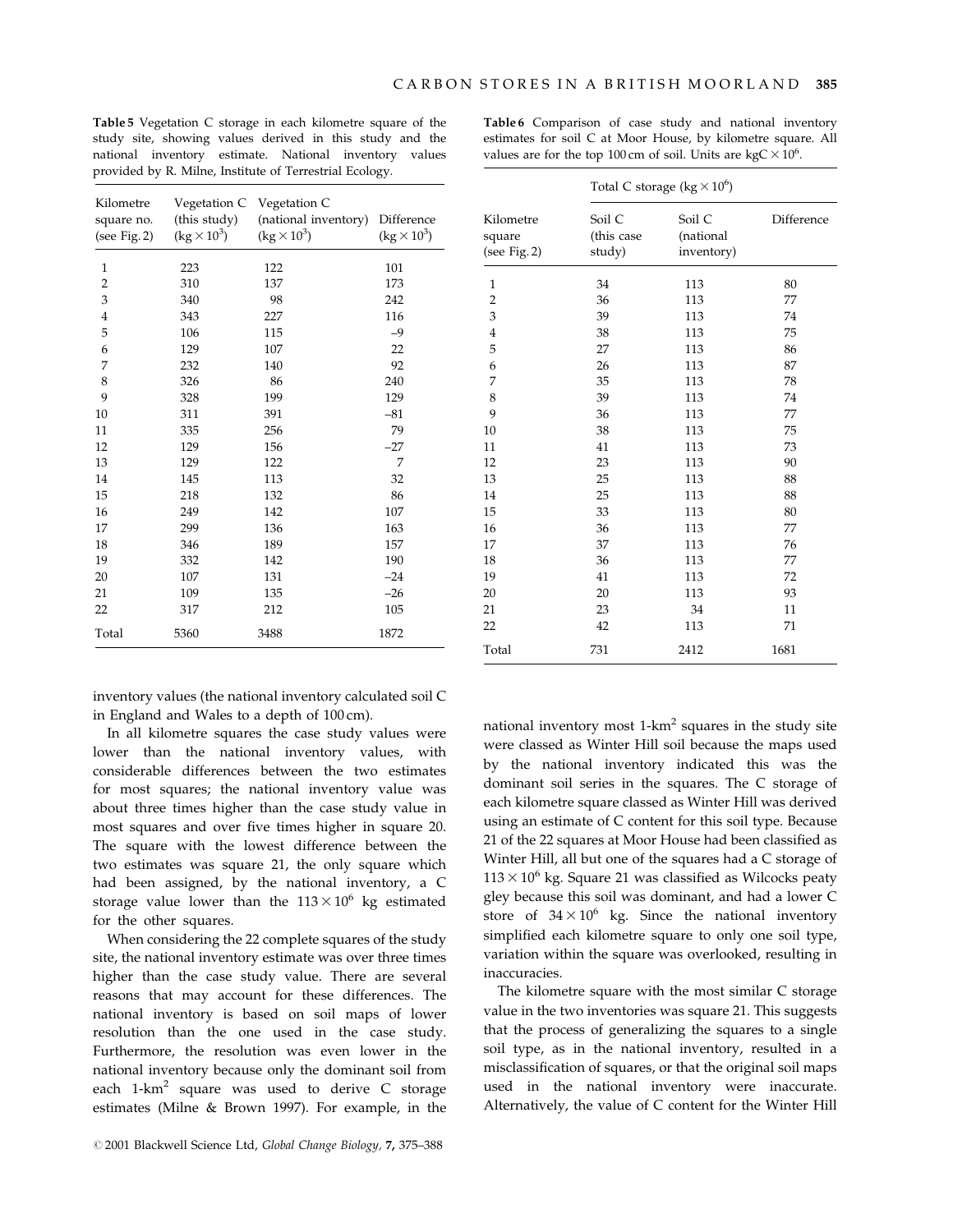**Table 5** Vegetation C storage in each kilometre square of the study site, showing values derived in this study and the national inventory estimate. National inventory values provided by R. Milne, Institute of Terrestrial Ecology.

| Kilometre square no. (see Fig. 2) | Vegetation C (this study) ($kg \times 10^3$) | Vegetation C (national inventory) ($kg \times 10^3$) | Difference ($kg \times 10^3$) |
|---|---|---|---|
| 1 | 223 | 122 | 101 |
| 2 | 310 | 137 | 173 |
| 3 | 340 | 98 | 242 |
| 4 | 343 | 227 | 116 |
| 5 | 106 | 115 | −9 |
| 6 | 129 | 107 | 22 |
| 7 | 232 | 140 | 92 |
| 8 | 326 | 86 | 240 |
| 9 | 328 | 199 | 129 |
| 10 | 311 | 391 | −81 |
| 11 | 335 | 256 | 79 |
| 12 | 129 | 156 | −27 |
| 13 | 129 | 122 | 7 |
| 14 | 145 | 113 | 32 |
| 15 | 218 | 132 | 86 |
| 16 | 249 | 142 | 107 |
| 17 | 299 | 136 | 163 |
| 18 | 346 | 189 | 157 |
| 19 | 332 | 142 | 190 |
| 20 | 107 | 131 | −24 |
| 21 | 109 | 135 | −26 |
| 22 | 317 | 212 | 105 |
| Total | 5360 | 3488 | 1872 |

**Table 6** Comparison of case study and national inventory estimates for soil C at Moor House, by kilometre square. All values are for the top 100 cm of soil. Units are $kgC \times 10^6$.

| | Total C storage ($kg \times 10^6$) | | |
|---|---|---|---|
| Kilometre square (see Fig. 2) | Soil C (this case study) | Soil C (national inventory) | Difference |
| 1 | 34 | 113 | 80 |
| 2 | 36 | 113 | 77 |
| 3 | 39 | 113 | 74 |
| 4 | 38 | 113 | 75 |
| 5 | 27 | 113 | 86 |
| 6 | 26 | 113 | 87 |
| 7 | 35 | 113 | 78 |
| 8 | 39 | 113 | 74 |
| 9 | 36 | 113 | 77 |
| 10 | 38 | 113 | 75 |
| 11 | 41 | 113 | 73 |
| 12 | 23 | 113 | 90 |
| 13 | 25 | 113 | 88 |
| 14 | 25 | 113 | 88 |
| 15 | 33 | 113 | 80 |
| 16 | 36 | 113 | 77 |
| 17 | 37 | 113 | 76 |
| 18 | 36 | 113 | 77 |
| 19 | 41 | 113 | 72 |
| 20 | 20 | 113 | 93 |
| 21 | 23 | 34 | 11 |
| 22 | 42 | 113 | 71 |
| Total | 731 | 2412 | 1681 |

inventory values (the national inventory calculated soil C in England and Wales to a depth of 100 cm).

In all kilometre squares the case study values were lower than the national inventory values, with considerable differences between the two estimates for most squares; the national inventory value was about three times higher than the case study value in most squares and over five times higher in square 20. The square with the lowest difference between the two estimates was square 21, the only square which had been assigned, by the national inventory, a C storage value lower than the $113 \times 10^6$ kg estimated for the other squares.

When considering the 22 complete squares of the study site, the national inventory estimate was over three times higher than the case study value. There are several reasons that may account for these differences. The national inventory is based on soil maps of lower resolution than the one used in the case study. Furthermore, the resolution was even lower in the national inventory because only the dominant soil from each 1-km$^2$ square was used to derive C storage estimates (Milne & Brown 1997). For example, in the national inventory most 1-km$^2$ squares in the study site were classed as Winter Hill soil because the maps used by the national inventory indicated this was the dominant soil series in the squares. The C storage of each kilometre square classed as Winter Hill was derived using an estimate of C content for this soil type. Because 21 of the 22 squares at Moor House had been classified as Winter Hill, all but one of the squares had a C storage of $113 \times 10^6$ kg. Square 21 was classified as Wilcocks peaty gley because this soil was dominant, and had a lower C store of $34 \times 10^6$ kg. Since the national inventory simplified each kilometre square to only one soil type, variation within the square was overlooked, resulting in inaccuracies.

The kilometre square with the most similar C storage value in the two inventories was square 21. This suggests that the process of generalizing the squares to a single soil type, as in the national inventory, resulted in a misclassification of squares, or that the original soil maps used in the national inventory were inaccurate. Alternatively, the value of C content for the Winter Hill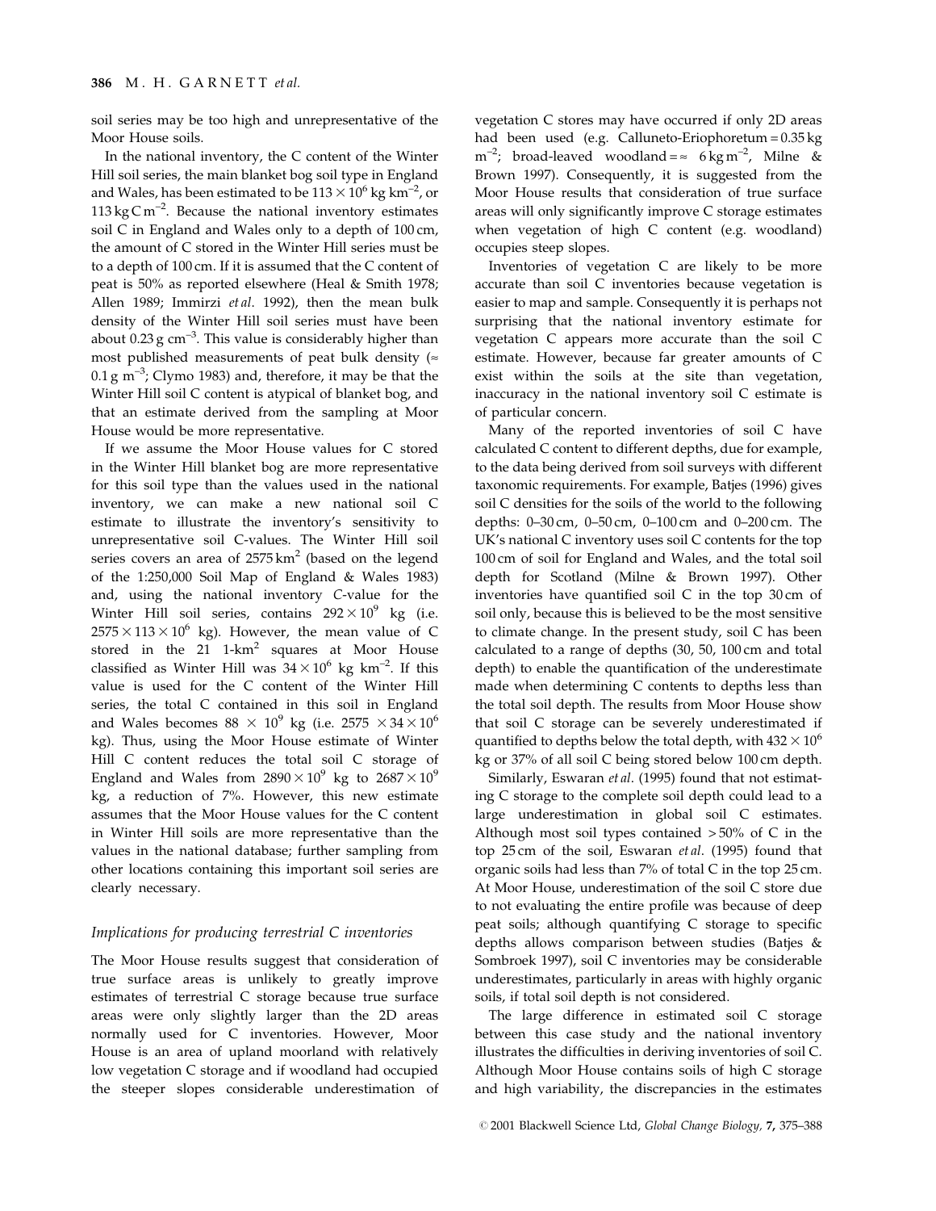soil series may be too high and unrepresentative of the Moor House soils.

In the national inventory, the C content of the Winter Hill soil series, the main blanket bog soil type in England and Wales, has been estimated to be $113 \times 10^6$ kg km$^{-2}$, or 113 kg C m$^{-2}$. Because the national inventory estimates soil C in England and Wales only to a depth of 100 cm, the amount of C stored in the Winter Hill series must be to a depth of 100 cm. If it is assumed that the C content of peat is 50% as reported elsewhere (Heal & Smith 1978; Allen 1989; Immirzi *et al*. 1992), then the mean bulk density of the Winter Hill soil series must have been about 0.23 g cm$^{-3}$. This value is considerably higher than most published measurements of peat bulk density ($\approx$ 0.1 g m$^{-3}$; Clymo 1983) and, therefore, it may be that the Winter Hill soil C content is atypical of blanket bog, and that an estimate derived from the sampling at Moor House would be more representative.

If we assume the Moor House values for C stored in the Winter Hill blanket bog are more representative for this soil type than the values used in the national inventory, we can make a new national soil C estimate to illustrate the inventory's sensitivity to unrepresentative soil C-values. The Winter Hill soil series covers an area of 2575 km$^2$ (based on the legend of the 1:250,000 Soil Map of England & Wales 1983) and, using the national inventory *C*-value for the Winter Hill soil series, contains $292 \times 10^9$ kg (i.e. $2575 \times 113 \times 10^6$ kg). However, the mean value of C stored in the 21 1-km$^2$ squares at Moor House classified as Winter Hill was $34 \times 10^6$ kg km$^{-2}$. If this value is used for the C content of the Winter Hill series, the total C contained in this soil in England and Wales becomes $88 \times 10^9$ kg (i.e. $2575 \times 34 \times 10^6$ kg). Thus, using the Moor House estimate of Winter Hill C content reduces the total soil C storage of England and Wales from $2890 \times 10^9$ kg to $2687 \times 10^9$ kg, a reduction of 7%. However, this new estimate assumes that the Moor House values for the C content in Winter Hill soils are more representative than the values in the national database; further sampling from other locations containing this important soil series are clearly necessary.

### *Implications for producing terrestrial C inventories*

The Moor House results suggest that consideration of true surface areas is unlikely to greatly improve estimates of terrestrial C storage because true surface areas were only slightly larger than the 2D areas normally used for C inventories. However, Moor House is an area of upland moorland with relatively low vegetation C storage and if woodland had occupied the steeper slopes considerable underestimation of vegetation C stores may have occurred if only 2D areas had been used (e.g. Calluneto-Eriophoretum = 0.35 kg m$^{-2}$; broad-leaved woodland = $\approx$ 6 kg m$^{-2}$, Milne & Brown 1997). Consequently, it is suggested from the Moor House results that consideration of true surface areas will only significantly improve C storage estimates when vegetation of high C content (e.g. woodland) occupies steep slopes.

Inventories of vegetation C are likely to be more accurate than soil C inventories because vegetation is easier to map and sample. Consequently it is perhaps not surprising that the national inventory estimate for vegetation C appears more accurate than the soil C estimate. However, because far greater amounts of C exist within the soils at the site than vegetation, inaccuracy in the national inventory soil C estimate is of particular concern.

Many of the reported inventories of soil C have calculated C content to different depths, due for example, to the data being derived from soil surveys with different taxonomic requirements. For example, Batjes (1996) gives soil C densities for the soils of the world to the following depths: 0–30 cm, 0–50 cm, 0–100 cm and 0–200 cm. The UK's national C inventory uses soil C contents for the top 100 cm of soil for England and Wales, and the total soil depth for Scotland (Milne & Brown 1997). Other inventories have quantified soil C in the top 30 cm of soil only, because this is believed to be the most sensitive to climate change. In the present study, soil C has been calculated to a range of depths (30, 50, 100 cm and total depth) to enable the quantification of the underestimate made when determining C contents to depths less than the total soil depth. The results from Moor House show that soil C storage can be severely underestimated if quantified to depths below the total depth, with $432 \times 10^6$ kg or 37% of all soil C being stored below 100 cm depth.

Similarly, Eswaran *et al*. (1995) found that not estimating C storage to the complete soil depth could lead to a large underestimation in global soil C estimates. Although most soil types contained > 50% of C in the top 25 cm of the soil, Eswaran *et al*. (1995) found that organic soils had less than 7% of total C in the top 25 cm. At Moor House, underestimation of the soil C store due to not evaluating the entire profile was because of deep peat soils; although quantifying C storage to specific depths allows comparison between studies (Batjes & Sombroek 1997), soil C inventories may be considerable underestimates, particularly in areas with highly organic soils, if total soil depth is not considered.

The large difference in estimated soil C storage between this case study and the national inventory illustrates the difficulties in deriving inventories of soil C. Although Moor House contains soils of high C storage and high variability, the discrepancies in the estimates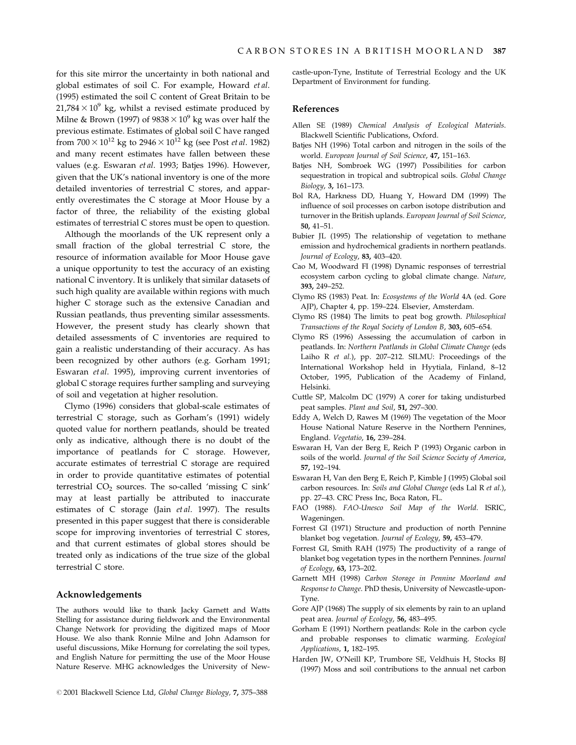for this site mirror the uncertainty in both national and global estimates of soil C. For example, Howard *et al*. (1995) estimated the soil C content of Great Britain to be $21{,}784 \times 10^9$ kg, whilst a revised estimate produced by Milne & Brown (1997) of $9838 \times 10^9$ kg was over half the previous estimate. Estimates of global soil C have ranged from $700 \times 10^{12}$ kg to $2946 \times 10^{12}$ kg (see Post *et al*. 1982) and many recent estimates have fallen between these values (e.g. Eswaran *et al*. 1993; Batjes 1996). However, given that the UK's national inventory is one of the more detailed inventories of terrestrial C stores, and apparently overestimates the C storage at Moor House by a factor of three, the reliability of the existing global estimates of terrestrial C stores must be open to question.

Although the moorlands of the UK represent only a small fraction of the global terrestrial C store, the resource of information available for Moor House gave a unique opportunity to test the accuracy of an existing national C inventory. It is unlikely that similar datasets of such high quality are available within regions with much higher C storage such as the extensive Canadian and Russian peatlands, thus preventing similar assessments. However, the present study has clearly shown that detailed assessments of C inventories are required to gain a realistic understanding of their accuracy. As has been recognized by other authors (e.g. Gorham 1991; Eswaran *et al*. 1995), improving current inventories of global C storage requires further sampling and surveying of soil and vegetation at higher resolution.

Clymo (1996) considers that global-scale estimates of terrestrial C storage, such as Gorham's (1991) widely quoted value for northern peatlands, should be treated only as indicative, although there is no doubt of the importance of peatlands for C storage. However, accurate estimates of terrestrial C storage are required in order to provide quantitative estimates of potential terrestrial $CO_2$ sources. The so-called 'missing C sink' may at least partially be attributed to inaccurate estimates of C storage (Jain *et al*. 1997). The results presented in this paper suggest that there is considerable scope for improving inventories of terrestrial C stores, and that current estimates of global stores should be treated only as indications of the true size of the global terrestrial C store.

## Acknowledgements

The authors would like to thank Jacky Garnett and Watts Stelling for assistance during fieldwork and the Environmental Change Network for providing the digitized maps of Moor House. We also thank Ronnie Milne and John Adamson for useful discussions, Mike Hornung for correlating the soil types, and English Nature for permitting the use of the Moor House Nature Reserve. MHG acknowledges the University of Newcastle-upon-Tyne, Institute of Terrestrial Ecology and the UK Department of Environment for funding.

## References

Allen SE (1989) *Chemical Analysis of Ecological Materials*. Blackwell Scientific Publications, Oxford.

Batjes NH (1996) Total carbon and nitrogen in the soils of the world. *European Journal of Soil Science*, **47,** 151–163.

Batjes NH, Sombroek WG (1997) Possibilities for carbon sequestration in tropical and subtropical soils. *Global Change Biology*, **3,** 161–173.

Bol RA, Harkness DD, Huang Y, Howard DM (1999) The influence of soil processes on carbon isotope distribution and turnover in the British uplands. *European Journal of Soil Science*, **50,** 41–51.

Bubier JL (1995) The relationship of vegetation to methane emission and hydrochemical gradients in northern peatlands. *Journal of Ecology*, **83,** 403–420.

Cao M, Woodward FI (1998) Dynamic responses of terrestrial ecosystem carbon cycling to global climate change. *Nature*, **393,** 249–252.

Clymo RS (1983) Peat. In: *Ecosystems of the World* 4A (ed. Gore AJP), Chapter 4, pp. 159–224. Elsevier, Amsterdam.

Clymo RS (1984) The limits to peat bog growth. *Philosophical Transactions of the Royal Society of London B*, **303,** 605–654.

Clymo RS (1996) Assessing the accumulation of carbon in peatlands. In: *Northern Peatlands in Global Climate Change* (eds Laiho R *et al*.), pp. 207–212. SILMU: Proceedings of the International Workshop held in Hyytiala, Finland, 8–12 October, 1995, Publication of the Academy of Finland, Helsinki.

Cuttle SP, Malcolm DC (1979) A corer for taking undisturbed peat samples. *Plant and Soil*, **51,** 297–300.

Eddy A, Welch D, Rawes M (1969) The vegetation of the Moor House National Nature Reserve in the Northern Pennines, England. *Vegetatio*, **16,** 239–284.

Eswaran H, Van der Berg E, Reich P (1993) Organic carbon in soils of the world. *Journal of the Soil Science Society of America*, **57,** 192–194.

Eswaran H, Van den Berg E, Reich P, Kimble J (1995) Global soil carbon resources. In: *Soils and Global Change* (eds Lal R *et al*.), pp. 27–43. CRC Press Inc, Boca Raton, FL.

FAO (1988). *FAO-Unesco Soil Map of the World*. ISRIC, Wageningen.

Forrest GI (1971) Structure and production of north Pennine blanket bog vegetation. *Journal of Ecology*, **59,** 453–479.

Forrest GI, Smith RAH (1975) The productivity of a range of blanket bog vegetation types in the northern Pennines. *Journal of Ecology*, **63,** 173–202.

Garnett MH (1998) *Carbon Storage in Pennine Moorland and Response to Change*. PhD thesis, University of Newcastle-upon-Tyne.

Gore AJP (1968) The supply of six elements by rain to an upland peat area. *Journal of Ecology*, **56,** 483–495.

Gorham E (1991) Northern peatlands: Role in the carbon cycle and probable responses to climatic warming. *Ecological Applications*, **1,** 182–195.

Harden JW, O'Neill KP, Trumbore SE, Veldhuis H, Stocks BJ (1997) Moss and soil contributions to the annual net carbon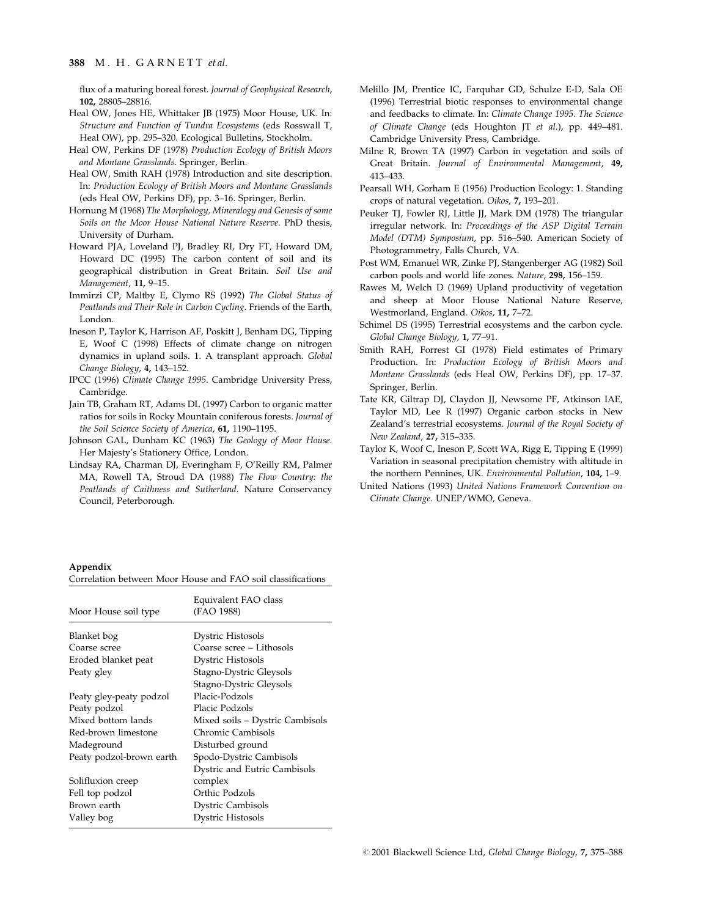flux of a maturing boreal forest. *Journal of Geophysical Research*, **102,** 28805–28816.

Heal OW, Jones HE, Whittaker JB (1975) Moor House, UK. In: *Structure and Function of Tundra Ecosystems* (eds Rosswall T, Heal OW), pp. 295–320. Ecological Bulletins, Stockholm.

Heal OW, Perkins DF (1978) *Production Ecology of British Moors and Montane Grasslands*. Springer, Berlin.

Heal OW, Smith RAH (1978) Introduction and site description. In: *Production Ecology of British Moors and Montane Grasslands* (eds Heal OW, Perkins DF), pp. 3–16. Springer, Berlin.

Hornung M (1968) *The Morphology, Mineralogy and Genesis of some Soils on the Moor House National Nature Reserve*. PhD thesis, University of Durham.

Howard PJA, Loveland PJ, Bradley RI, Dry FT, Howard DM, Howard DC (1995) The carbon content of soil and its geographical distribution in Great Britain. *Soil Use and Management*, **11,** 9–15.

Immirzi CP, Maltby E, Clymo RS (1992) *The Global Status of Peatlands and Their Role in Carbon Cycling*. Friends of the Earth, London.

Ineson P, Taylor K, Harrison AF, Poskitt J, Benham DG, Tipping E, Woof C (1998) Effects of climate change on nitrogen dynamics in upland soils. 1. A transplant approach. *Global Change Biology*, **4,** 143–152.

IPCC (1996) *Climate Change 1995*. Cambridge University Press, Cambridge.

Jain TB, Graham RT, Adams DL (1997) Carbon to organic matter ratios for soils in Rocky Mountain coniferous forests. *Journal of the Soil Science Society of America*, **61,** 1190–1195.

Johnson GAL, Dunham KC (1963) *The Geology of Moor House*. Her Majesty's Stationery Office, London.

Lindsay RA, Charman DJ, Everingham F, O'Reilly RM, Palmer MA, Rowell TA, Stroud DA (1988) *The Flow Country: the Peatlands of Caithness and Sutherland*. Nature Conservancy Council, Peterborough.

Melillo JM, Prentice IC, Farquhar GD, Schulze E-D, Sala OE (1996) Terrestrial biotic responses to environmental change and feedbacks to climate. In: *Climate Change 1995. The Science of Climate Change* (eds Houghton JT *et al.*), pp. 449–481. Cambridge University Press, Cambridge.

Milne R, Brown TA (1997) Carbon in vegetation and soils of Great Britain. *Journal of Environmental Management*, **49,** 413–433.

Pearsall WH, Gorham E (1956) Production Ecology: 1. Standing crops of natural vegetation. *Oikos*, **7,** 193–201.

Peuker TJ, Fowler RJ, Little JJ, Mark DM (1978) The triangular irregular network. In: *Proceedings of the ASP Digital Terrain Model (DTM) Symposium*, pp. 516–540. American Society of Photogrammetry, Falls Church, VA.

Post WM, Emanuel WR, Zinke PJ, Stangenberger AG (1982) Soil carbon pools and world life zones. *Nature*, **298,** 156–159.

Rawes M, Welch D (1969) Upland productivity of vegetation and sheep at Moor House National Nature Reserve, Westmorland, England. *Oikos*, **11,** 7–72.

Schimel DS (1995) Terrestrial ecosystems and the carbon cycle. *Global Change Biology*, **1,** 77–91.

Smith RAH, Forrest GI (1978) Field estimates of Primary Production. In: *Production Ecology of British Moors and Montane Grasslands* (eds Heal OW, Perkins DF), pp. 17–37. Springer, Berlin.

Tate KR, Giltrap DJ, Claydon JJ, Newsome PF, Atkinson IAE, Taylor MD, Lee R (1997) Organic carbon stocks in New Zealand's terrestrial ecosystems. *Journal of the Royal Society of New Zealand*, **27,** 315–335.

Taylor K, Woof C, Ineson P, Scott WA, Rigg E, Tipping E (1999) Variation in seasonal precipitation chemistry with altitude in the northern Pennines, UK. *Environmental Pollution*, **104,** 1–9.

United Nations (1993) *United Nations Framework Convention on Climate Change*. UNEP/WMO, Geneva.

## Appendix

Correlation between Moor House and FAO soil classifications

| Moor House soil type | Equivalent FAO class (FAO 1988) |
|---|---|
| Blanket bog | Dystric Histosols |
| Coarse scree | Coarse scree – Lithosols |
| Eroded blanket peat | Dystric Histosols |
| Peaty gley | Stagno-Dystric Gleysols |
| | Stagno-Dystric Gleysols |
| Peaty gley-peaty podzol | Placic-Podzols |
| Peaty podzol | Placic Podzols |
| Mixed bottom lands | Mixed soils – Dystric Cambisols |
| Red-brown limestone | Chromic Cambisols |
| Madeground | Disturbed ground |
| Peaty podzol-brown earth | Spodo-Dystric Cambisols |
| | Dystric and Eutric Cambisols |
| Solifluxion creep | complex |
| Fell top podzol | Orthic Podzols |
| Brown earth | Dystric Cambisols |
| Valley bog | Dystric Histosols |